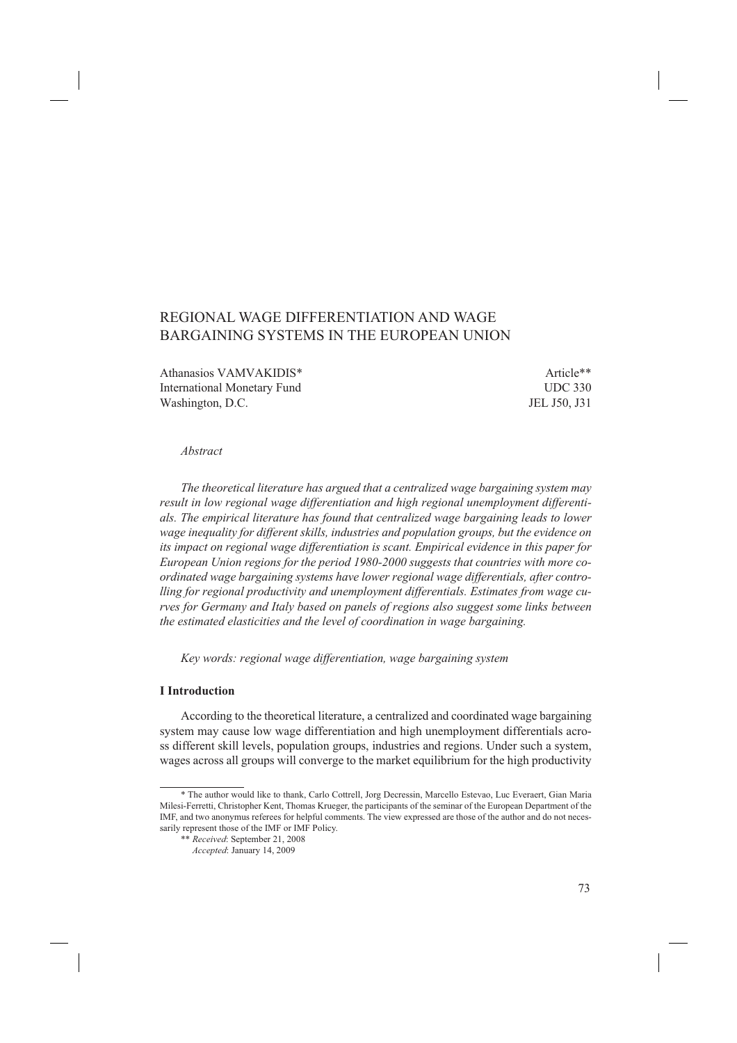# REGIONAL WAGE DIFFERENTIATION AND WAGE BARGAINING SYSTEMS IN THE EUROPEAN UNION

Athanasios VAMVAKIDIS*
International Monetary Fund
Washington, D.C.

Article**
UDC 330
JEL J50, J31

*Abstract*

*The theoretical literature has argued that a centralized wage bargaining system may result in low regional wage differentiation and high regional unemployment differentials. The empirical literature has found that centralized wage bargaining leads to lower wage inequality for different skills, industries and population groups, but the evidence on its impact on regional wage differentiation is scant. Empirical evidence in this paper for European Union regions for the period 1980-2000 suggests that countries with more coordinated wage bargaining systems have lower regional wage differentials, after controlling for regional productivity and unemployment differentials. Estimates from wage curves for Germany and Italy based on panels of regions also suggest some links between the estimated elasticities and the level of coordination in wage bargaining.*

*Key words: regional wage differentiation, wage bargaining system*

## I Introduction

According to the theoretical literature, a centralized and coordinated wage bargaining system may cause low wage differentiation and high unemployment differentials across different skill levels, population groups, industries and regions. Under such a system, wages across all groups will converge to the market equilibrium for the high productivity

---

\* The author would like to thank, Carlo Cottrell, Jorg Decressin, Marcello Estevao, Luc Everaert, Gian Maria Milesi-Ferretti, Christopher Kent, Thomas Krueger, the participants of the seminar of the European Department of the IMF, and two anonymus referees for helpful comments. The view expressed are those of the author and do not necessarily represent those of the IMF or IMF Policy.

\*\* *Received*: September 21, 2008
*Accepted*: January 14, 2009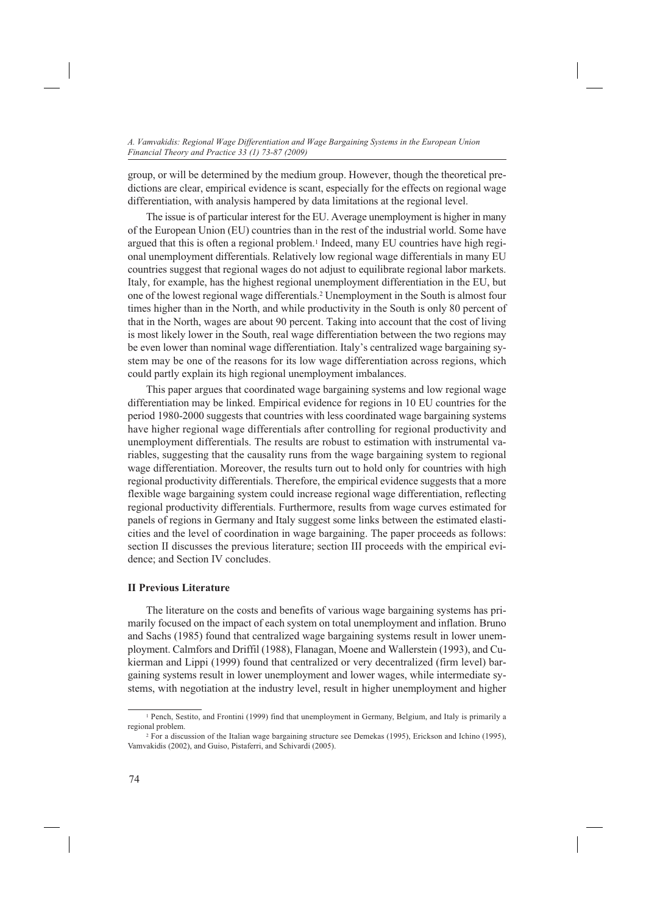group, or will be determined by the medium group. However, though the theoretical predictions are clear, empirical evidence is scant, especially for the effects on regional wage differentiation, with analysis hampered by data limitations at the regional level.

The issue is of particular interest for the EU. Average unemployment is higher in many of the European Union (EU) countries than in the rest of the industrial world. Some have argued that this is often a regional problem.[1] Indeed, many EU countries have high regional unemployment differentials. Relatively low regional wage differentials in many EU countries suggest that regional wages do not adjust to equilibrate regional labor markets. Italy, for example, has the highest regional unemployment differentiation in the EU, but one of the lowest regional wage differentials.[2] Unemployment in the South is almost four times higher than in the North, and while productivity in the South is only 80 percent of that in the North, wages are about 90 percent. Taking into account that the cost of living is most likely lower in the South, real wage differentiation between the two regions may be even lower than nominal wage differentiation. Italy's centralized wage bargaining system may be one of the reasons for its low wage differentiation across regions, which could partly explain its high regional unemployment imbalances.

This paper argues that coordinated wage bargaining systems and low regional wage differentiation may be linked. Empirical evidence for regions in 10 EU countries for the period 1980-2000 suggests that countries with less coordinated wage bargaining systems have higher regional wage differentials after controlling for regional productivity and unemployment differentials. The results are robust to estimation with instrumental variables, suggesting that the causality runs from the wage bargaining system to regional wage differentiation. Moreover, the results turn out to hold only for countries with high regional productivity differentials. Therefore, the empirical evidence suggests that a more flexible wage bargaining system could increase regional wage differentiation, reflecting regional productivity differentials. Furthermore, results from wage curves estimated for panels of regions in Germany and Italy suggest some links between the estimated elasticities and the level of coordination in wage bargaining. The paper proceeds as follows: section II discusses the previous literature; section III proceeds with the empirical evidence; and Section IV concludes.

## II Previous Literature

The literature on the costs and benefits of various wage bargaining systems has primarily focused on the impact of each system on total unemployment and inflation. Bruno and Sachs (1985) found that centralized wage bargaining systems result in lower unemployment. Calmfors and Driffil (1988), Flanagan, Moene and Wallerstein (1993), and Cukierman and Lippi (1999) found that centralized or very decentralized (firm level) bargaining systems result in lower unemployment and lower wages, while intermediate systems, with negotiation at the industry level, result in higher unemployment and higher

---

[1] Pench, Sestito, and Frontini (1999) find that unemployment in Germany, Belgium, and Italy is primarily a regional problem.

[2] For a discussion of the Italian wage bargaining structure see Demekas (1995), Erickson and Ichino (1995), Vamvakidis (2002), and Guiso, Pistaferri, and Schivardi (2005).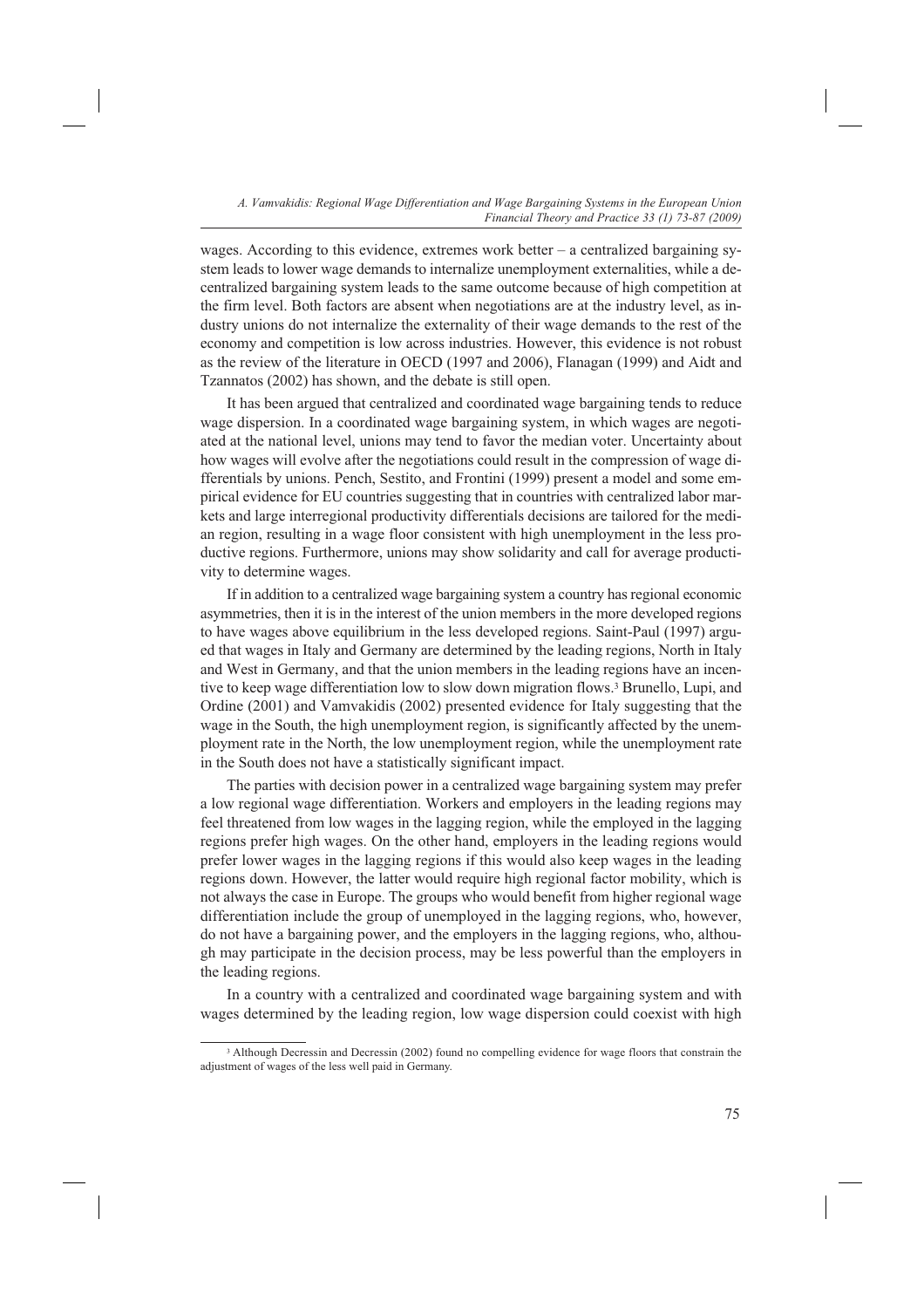wages. According to this evidence, extremes work better – a centralized bargaining system leads to lower wage demands to internalize unemployment externalities, while a decentralized bargaining system leads to the same outcome because of high competition at the firm level. Both factors are absent when negotiations are at the industry level, as industry unions do not internalize the externality of their wage demands to the rest of the economy and competition is low across industries. However, this evidence is not robust as the review of the literature in OECD (1997 and 2006), Flanagan (1999) and Aidt and Tzannatos (2002) has shown, and the debate is still open.

It has been argued that centralized and coordinated wage bargaining tends to reduce wage dispersion. In a coordinated wage bargaining system, in which wages are negotiated at the national level, unions may tend to favor the median voter. Uncertainty about how wages will evolve after the negotiations could result in the compression of wage differentials by unions. Pench, Sestito, and Frontini (1999) present a model and some empirical evidence for EU countries suggesting that in countries with centralized labor markets and large interregional productivity differentials decisions are tailored for the median region, resulting in a wage floor consistent with high unemployment in the less productive regions. Furthermore, unions may show solidarity and call for average productivity to determine wages.

If in addition to a centralized wage bargaining system a country has regional economic asymmetries, then it is in the interest of the union members in the more developed regions to have wages above equilibrium in the less developed regions. Saint-Paul (1997) argued that wages in Italy and Germany are determined by the leading regions, North in Italy and West in Germany, and that the union members in the leading regions have an incentive to keep wage differentiation low to slow down migration flows.[3] Brunello, Lupi, and Ordine (2001) and Vamvakidis (2002) presented evidence for Italy suggesting that the wage in the South, the high unemployment region, is significantly affected by the unemployment rate in the North, the low unemployment region, while the unemployment rate in the South does not have a statistically significant impact.

The parties with decision power in a centralized wage bargaining system may prefer a low regional wage differentiation. Workers and employers in the leading regions may feel threatened from low wages in the lagging region, while the employed in the lagging regions prefer high wages. On the other hand, employers in the leading regions would prefer lower wages in the lagging regions if this would also keep wages in the leading regions down. However, the latter would require high regional factor mobility, which is not always the case in Europe. The groups who would benefit from higher regional wage differentiation include the group of unemployed in the lagging regions, who, however, do not have a bargaining power, and the employers in the lagging regions, who, although may participate in the decision process, may be less powerful than the employers in the leading regions.

In a country with a centralized and coordinated wage bargaining system and with wages determined by the leading region, low wage dispersion could coexist with high

[3] Although Decressin and Decressin (2002) found no compelling evidence for wage floors that constrain the adjustment of wages of the less well paid in Germany.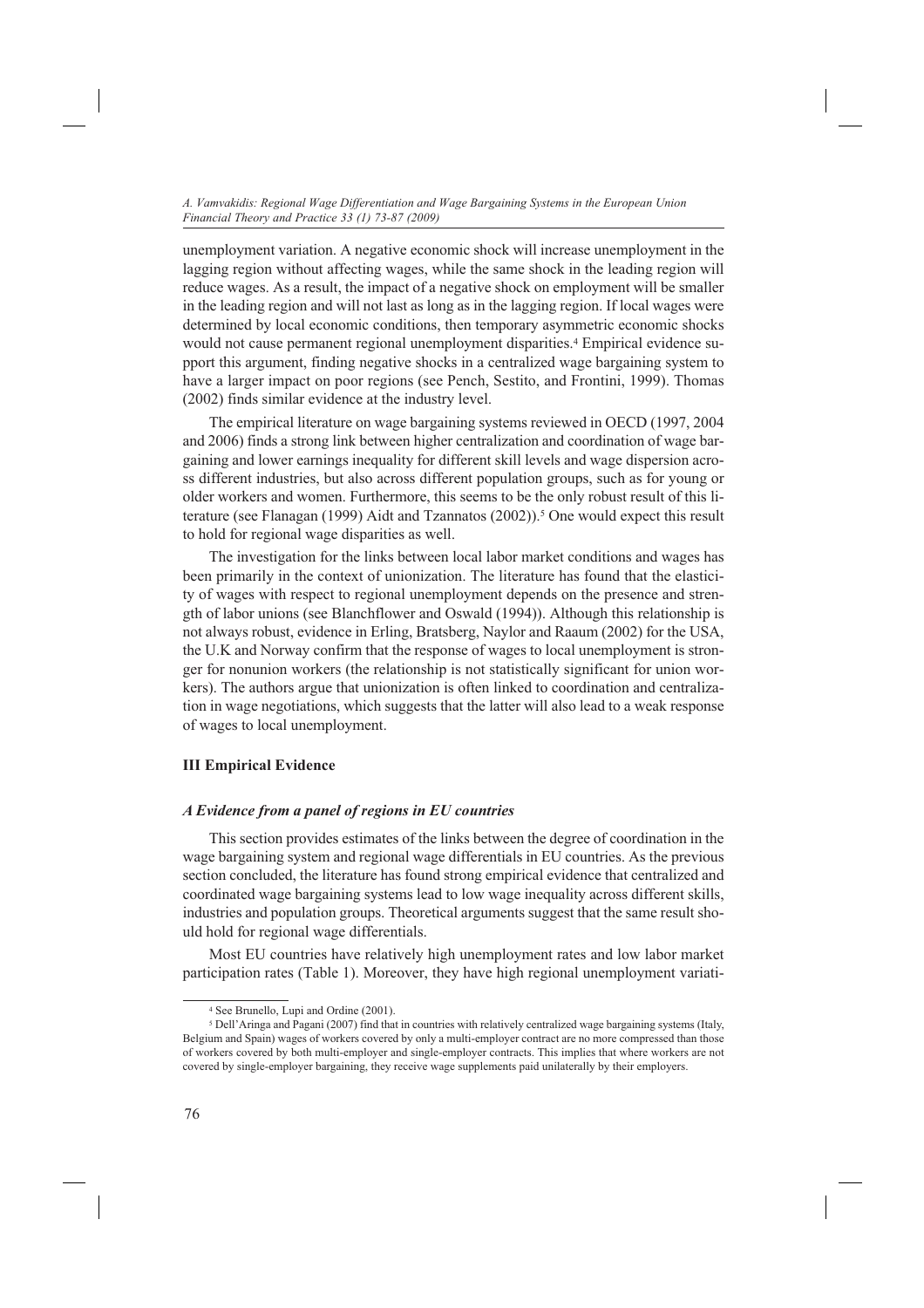unemployment variation. A negative economic shock will increase unemployment in the lagging region without affecting wages, while the same shock in the leading region will reduce wages. As a result, the impact of a negative shock on employment will be smaller in the leading region and will not last as long as in the lagging region. If local wages were determined by local economic conditions, then temporary asymmetric economic shocks would not cause permanent regional unemployment disparities.[4] Empirical evidence support this argument, finding negative shocks in a centralized wage bargaining system to have a larger impact on poor regions (see Pench, Sestito, and Frontini, 1999). Thomas (2002) finds similar evidence at the industry level.

The empirical literature on wage bargaining systems reviewed in OECD (1997, 2004 and 2006) finds a strong link between higher centralization and coordination of wage bargaining and lower earnings inequality for different skill levels and wage dispersion across different industries, but also across different population groups, such as for young or older workers and women. Furthermore, this seems to be the only robust result of this literature (see Flanagan (1999) Aidt and Tzannatos (2002)).[5] One would expect this result to hold for regional wage disparities as well.

The investigation for the links between local labor market conditions and wages has been primarily in the context of unionization. The literature has found that the elasticity of wages with respect to regional unemployment depends on the presence and strength of labor unions (see Blanchflower and Oswald (1994)). Although this relationship is not always robust, evidence in Erling, Bratsberg, Naylor and Raaum (2002) for the USA, the U.K and Norway confirm that the response of wages to local unemployment is stronger for nonunion workers (the relationship is not statistically significant for union workers). The authors argue that unionization is often linked to coordination and centralization in wage negotiations, which suggests that the latter will also lead to a weak response of wages to local unemployment.

## III Empirical Evidence

### *A Evidence from a panel of regions in EU countries*

This section provides estimates of the links between the degree of coordination in the wage bargaining system and regional wage differentials in EU countries. As the previous section concluded, the literature has found strong empirical evidence that centralized and coordinated wage bargaining systems lead to low wage inequality across different skills, industries and population groups. Theoretical arguments suggest that the same result should hold for regional wage differentials.

Most EU countries have relatively high unemployment rates and low labor market participation rates (Table 1). Moreover, they have high regional unemployment variati-

---

[4] See Brunello, Lupi and Ordine (2001).

[5] Dell'Aringa and Pagani (2007) find that in countries with relatively centralized wage bargaining systems (Italy, Belgium and Spain) wages of workers covered by only a multi-employer contract are no more compressed than those of workers covered by both multi-employer and single-employer contracts. This implies that where workers are not covered by single-employer bargaining, they receive wage supplements paid unilaterally by their employers.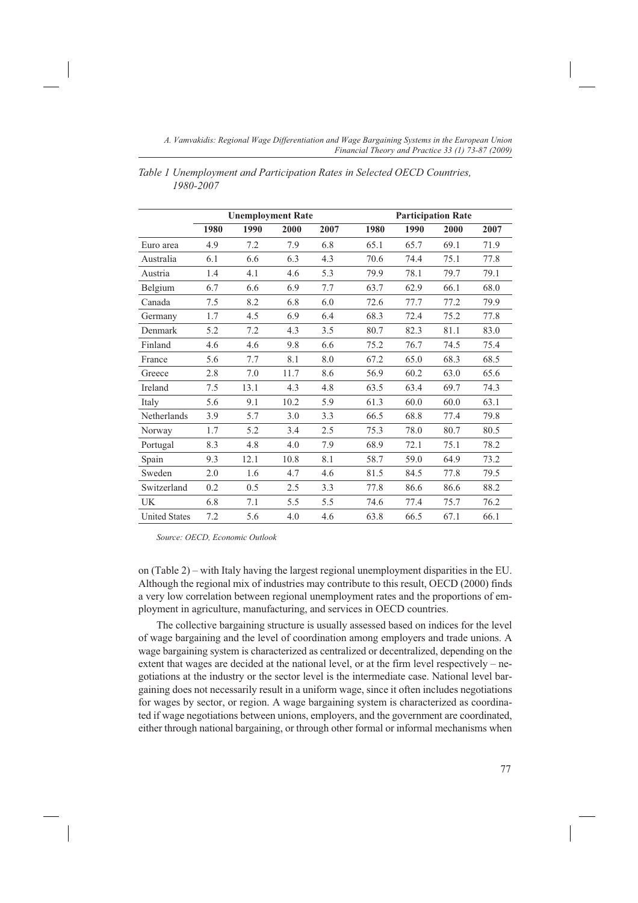*Table 1 Unemployment and Participation Rates in Selected OECD Countries, 1980-2007*

| | Unemployment Rate | | | | Participation Rate | | | |
|---|---|---|---|---|---|---|---|---|
| | 1980 | 1990 | 2000 | 2007 | 1980 | 1990 | 2000 | 2007 |
| Euro area | 4.9 | 7.2 | 7.9 | 6.8 | 65.1 | 65.7 | 69.1 | 71.9 |
| Australia | 6.1 | 6.6 | 6.3 | 4.3 | 70.6 | 74.4 | 75.1 | 77.8 |
| Austria | 1.4 | 4.1 | 4.6 | 5.3 | 79.9 | 78.1 | 79.7 | 79.1 |
| Belgium | 6.7 | 6.6 | 6.9 | 7.7 | 63.7 | 62.9 | 66.1 | 68.0 |
| Canada | 7.5 | 8.2 | 6.8 | 6.0 | 72.6 | 77.7 | 77.2 | 79.9 |
| Germany | 1.7 | 4.5 | 6.9 | 6.4 | 68.3 | 72.4 | 75.2 | 77.8 |
| Denmark | 5.2 | 7.2 | 4.3 | 3.5 | 80.7 | 82.3 | 81.1 | 83.0 |
| Finland | 4.6 | 4.6 | 9.8 | 6.6 | 75.2 | 76.7 | 74.5 | 75.4 |
| France | 5.6 | 7.7 | 8.1 | 8.0 | 67.2 | 65.0 | 68.3 | 68.5 |
| Greece | 2.8 | 7.0 | 11.7 | 8.6 | 56.9 | 60.2 | 63.0 | 65.6 |
| Ireland | 7.5 | 13.1 | 4.3 | 4.8 | 63.5 | 63.4 | 69.7 | 74.3 |
| Italy | 5.6 | 9.1 | 10.2 | 5.9 | 61.3 | 60.0 | 60.0 | 63.1 |
| Netherlands | 3.9 | 5.7 | 3.0 | 3.3 | 66.5 | 68.8 | 77.4 | 79.8 |
| Norway | 1.7 | 5.2 | 3.4 | 2.5 | 75.3 | 78.0 | 80.7 | 80.5 |
| Portugal | 8.3 | 4.8 | 4.0 | 7.9 | 68.9 | 72.1 | 75.1 | 78.2 |
| Spain | 9.3 | 12.1 | 10.8 | 8.1 | 58.7 | 59.0 | 64.9 | 73.2 |
| Sweden | 2.0 | 1.6 | 4.7 | 4.6 | 81.5 | 84.5 | 77.8 | 79.5 |
| Switzerland | 0.2 | 0.5 | 2.5 | 3.3 | 77.8 | 86.6 | 86.6 | 88.2 |
| UK | 6.8 | 7.1 | 5.5 | 5.5 | 74.6 | 77.4 | 75.7 | 76.2 |
| United States | 7.2 | 5.6 | 4.0 | 4.6 | 63.8 | 66.5 | 67.1 | 66.1 |

*Source: OECD, Economic Outlook*

on (Table 2) – with Italy having the largest regional unemployment disparities in the EU. Although the regional mix of industries may contribute to this result, OECD (2000) finds a very low correlation between regional unemployment rates and the proportions of employment in agriculture, manufacturing, and services in OECD countries.

The collective bargaining structure is usually assessed based on indices for the level of wage bargaining and the level of coordination among employers and trade unions. A wage bargaining system is characterized as centralized or decentralized, depending on the extent that wages are decided at the national level, or at the firm level respectively – negotiations at the industry or the sector level is the intermediate case. National level bargaining does not necessarily result in a uniform wage, since it often includes negotiations for wages by sector, or region. A wage bargaining system is characterized as coordinated if wage negotiations between unions, employers, and the government are coordinated, either through national bargaining, or through other formal or informal mechanisms when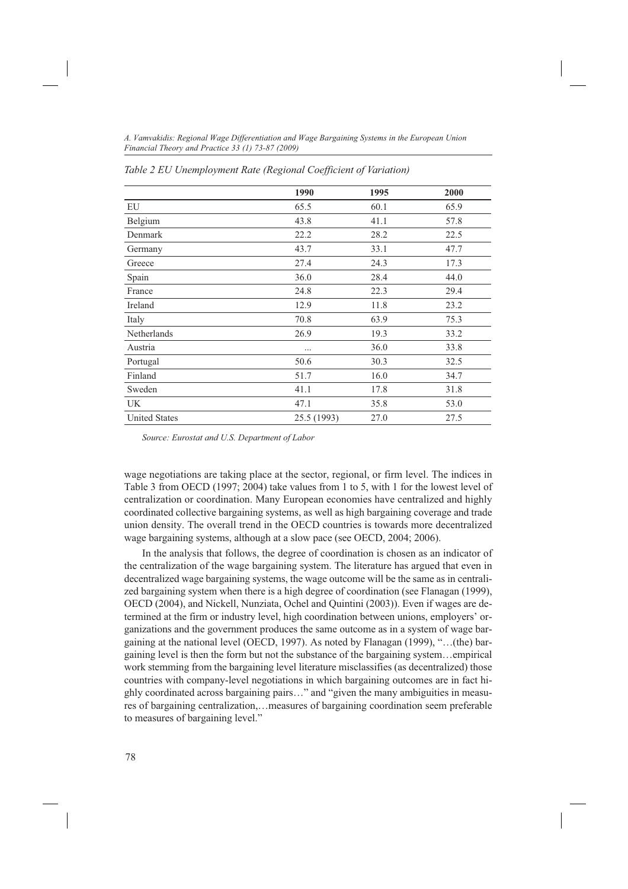*Table 2 EU Unemployment Rate (Regional Coefficient of Variation)*

| | 1990 | 1995 | 2000 |
|---|---|---|---|
| EU | 65.5 | 60.1 | 65.9 |
| Belgium | 43.8 | 41.1 | 57.8 |
| Denmark | 22.2 | 28.2 | 22.5 |
| Germany | 43.7 | 33.1 | 47.7 |
| Greece | 27.4 | 24.3 | 17.3 |
| Spain | 36.0 | 28.4 | 44.0 |
| France | 24.8 | 22.3 | 29.4 |
| Ireland | 12.9 | 11.8 | 23.2 |
| Italy | 70.8 | 63.9 | 75.3 |
| Netherlands | 26.9 | 19.3 | 33.2 |
| Austria | ... | 36.0 | 33.8 |
| Portugal | 50.6 | 30.3 | 32.5 |
| Finland | 51.7 | 16.0 | 34.7 |
| Sweden | 41.1 | 17.8 | 31.8 |
| UK | 47.1 | 35.8 | 53.0 |
| United States | 25.5 (1993) | 27.0 | 27.5 |

*Source: Eurostat and U.S. Department of Labor*

wage negotiations are taking place at the sector, regional, or firm level. The indices in Table 3 from OECD (1997; 2004) take values from 1 to 5, with 1 for the lowest level of centralization or coordination. Many European economies have centralized and highly coordinated collective bargaining systems, as well as high bargaining coverage and trade union density. The overall trend in the OECD countries is towards more decentralized wage bargaining systems, although at a slow pace (see OECD, 2004; 2006).

In the analysis that follows, the degree of coordination is chosen as an indicator of the centralization of the wage bargaining system. The literature has argued that even in decentralized wage bargaining systems, the wage outcome will be the same as in centralized bargaining system when there is a high degree of coordination (see Flanagan (1999), OECD (2004), and Nickell, Nunziata, Ochel and Quintini (2003)). Even if wages are determined at the firm or industry level, high coordination between unions, employers' organizations and the government produces the same outcome as in a system of wage bargaining at the national level (OECD, 1997). As noted by Flanagan (1999), "…(the) bargaining level is then the form but not the substance of the bargaining system…empirical work stemming from the bargaining level literature misclassifies (as decentralized) those countries with company-level negotiations in which bargaining outcomes are in fact highly coordinated across bargaining pairs…" and "given the many ambiguities in measures of bargaining centralization,…measures of bargaining coordination seem preferable to measures of bargaining level."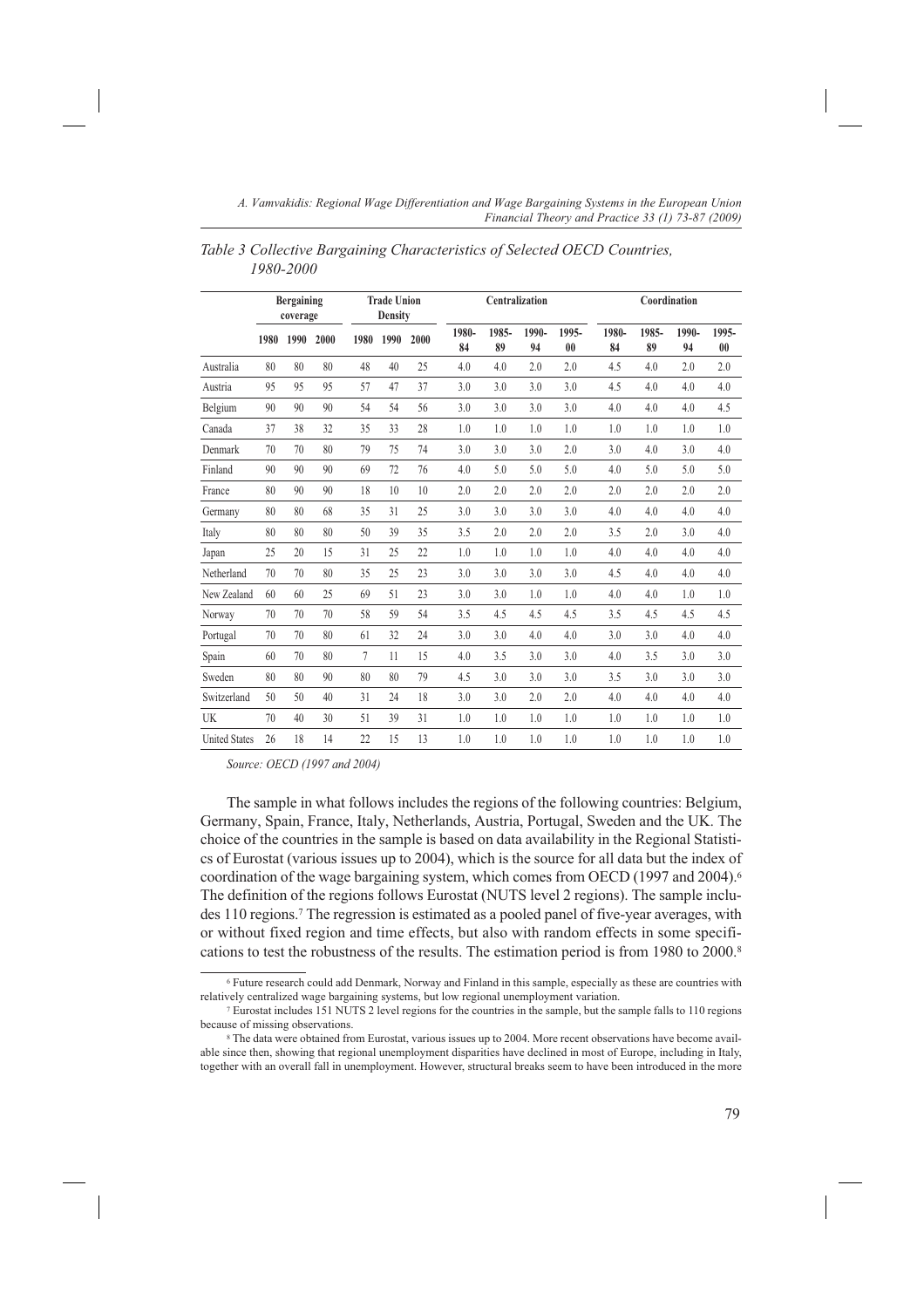*Table 3 Collective Bargaining Characteristics of Selected OECD Countries, 1980-2000*

| | Bergaining coverage | | | Trade Union Density | | | Centralization | | | | Coordination | | | |
|---|---|---|---|---|---|---|---|---|---|---|---|---|---|---|
| | 1980 | 1990 | 2000 | 1980 | 1990 | 2000 | 1980-84 | 1985-89 | 1990-94 | 1995-00 | 1980-84 | 1985-89 | 1990-94 | 1995-00 |
| Australia | 80 | 80 | 80 | 48 | 40 | 25 | 4.0 | 4.0 | 2.0 | 2.0 | 4.5 | 4.0 | 2.0 | 2.0 |
| Austria | 95 | 95 | 95 | 57 | 47 | 37 | 3.0 | 3.0 | 3.0 | 3.0 | 4.5 | 4.0 | 4.0 | 4.0 |
| Belgium | 90 | 90 | 90 | 54 | 54 | 56 | 3.0 | 3.0 | 3.0 | 3.0 | 4.0 | 4.0 | 4.0 | 4.5 |
| Canada | 37 | 38 | 32 | 35 | 33 | 28 | 1.0 | 1.0 | 1.0 | 1.0 | 1.0 | 1.0 | 1.0 | 1.0 |
| Denmark | 70 | 70 | 80 | 79 | 75 | 74 | 3.0 | 3.0 | 3.0 | 2.0 | 3.0 | 4.0 | 3.0 | 4.0 |
| Finland | 90 | 90 | 90 | 69 | 72 | 76 | 4.0 | 5.0 | 5.0 | 5.0 | 4.0 | 5.0 | 5.0 | 5.0 |
| France | 80 | 90 | 90 | 18 | 10 | 10 | 2.0 | 2.0 | 2.0 | 2.0 | 2.0 | 2.0 | 2.0 | 2.0 |
| Germany | 80 | 80 | 68 | 35 | 31 | 25 | 3.0 | 3.0 | 3.0 | 3.0 | 4.0 | 4.0 | 4.0 | 4.0 |
| Italy | 80 | 80 | 80 | 50 | 39 | 35 | 3.5 | 2.0 | 2.0 | 2.0 | 3.5 | 2.0 | 3.0 | 4.0 |
| Japan | 25 | 20 | 15 | 31 | 25 | 22 | 1.0 | 1.0 | 1.0 | 1.0 | 4.0 | 4.0 | 4.0 | 4.0 |
| Netherland | 70 | 70 | 80 | 35 | 25 | 23 | 3.0 | 3.0 | 3.0 | 3.0 | 4.5 | 4.0 | 4.0 | 4.0 |
| New Zealand | 60 | 60 | 25 | 69 | 51 | 23 | 3.0 | 3.0 | 1.0 | 1.0 | 4.0 | 4.0 | 1.0 | 1.0 |
| Norway | 70 | 70 | 70 | 58 | 59 | 54 | 3.5 | 4.5 | 4.5 | 4.5 | 3.5 | 4.5 | 4.5 | 4.5 |
| Portugal | 70 | 70 | 80 | 61 | 32 | 24 | 3.0 | 3.0 | 4.0 | 4.0 | 3.0 | 3.0 | 4.0 | 4.0 |
| Spain | 60 | 70 | 80 | 7 | 11 | 15 | 4.0 | 3.5 | 3.0 | 3.0 | 4.0 | 3.5 | 3.0 | 3.0 |
| Sweden | 80 | 80 | 90 | 80 | 80 | 79 | 4.5 | 3.0 | 3.0 | 3.0 | 3.5 | 3.0 | 3.0 | 3.0 |
| Switzerland | 50 | 50 | 40 | 31 | 24 | 18 | 3.0 | 3.0 | 2.0 | 2.0 | 4.0 | 4.0 | 4.0 | 4.0 |
| UK | 70 | 40 | 30 | 51 | 39 | 31 | 1.0 | 1.0 | 1.0 | 1.0 | 1.0 | 1.0 | 1.0 | 1.0 |
| United States | 26 | 18 | 14 | 22 | 15 | 13 | 1.0 | 1.0 | 1.0 | 1.0 | 1.0 | 1.0 | 1.0 | 1.0 |

*Source: OECD (1997 and 2004)*

The sample in what follows includes the regions of the following countries: Belgium, Germany, Spain, France, Italy, Netherlands, Austria, Portugal, Sweden and the UK. The choice of the countries in the sample is based on data availability in the Regional Statistics of Eurostat (various issues up to 2004), which is the source for all data but the index of coordination of the wage bargaining system, which comes from OECD (1997 and 2004).[6] The definition of the regions follows Eurostat (NUTS level 2 regions). The sample includes 110 regions.[7] The regression is estimated as a pooled panel of five-year averages, with or without fixed region and time effects, but also with random effects in some specifications to test the robustness of the results. The estimation period is from 1980 to 2000.[8]

[6] Future research could add Denmark, Norway and Finland in this sample, especially as these are countries with relatively centralized wage bargaining systems, but low regional unemployment variation.

[7] Eurostat includes 151 NUTS 2 level regions for the countries in the sample, but the sample falls to 110 regions because of missing observations.

[8] The data were obtained from Eurostat, various issues up to 2004. More recent observations have become available since then, showing that regional unemployment disparities have declined in most of Europe, including in Italy, together with an overall fall in unemployment. However, structural breaks seem to have been introduced in the more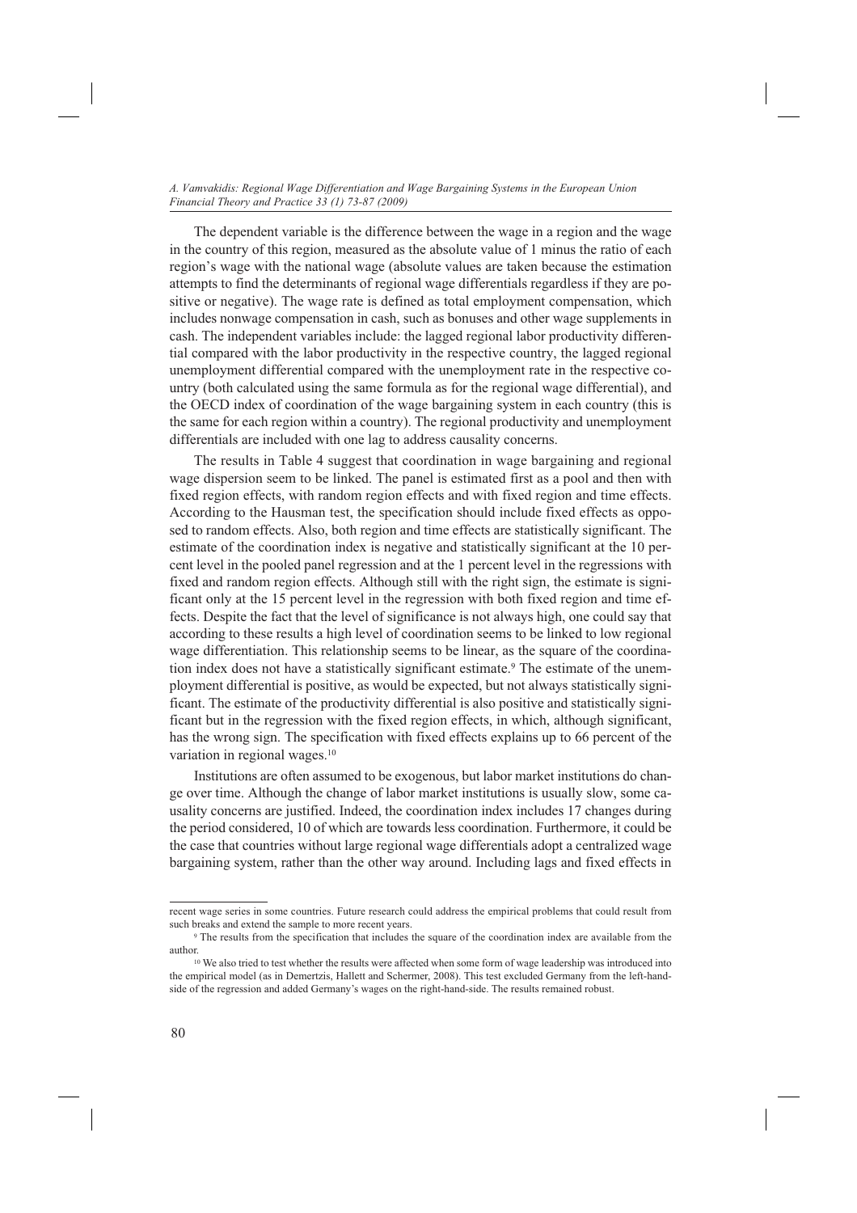The dependent variable is the difference between the wage in a region and the wage in the country of this region, measured as the absolute value of 1 minus the ratio of each region's wage with the national wage (absolute values are taken because the estimation attempts to find the determinants of regional wage differentials regardless if they are positive or negative). The wage rate is defined as total employment compensation, which includes nonwage compensation in cash, such as bonuses and other wage supplements in cash. The independent variables include: the lagged regional labor productivity differential compared with the labor productivity in the respective country, the lagged regional unemployment differential compared with the unemployment rate in the respective country (both calculated using the same formula as for the regional wage differential), and the OECD index of coordination of the wage bargaining system in each country (this is the same for each region within a country). The regional productivity and unemployment differentials are included with one lag to address causality concerns.

The results in Table 4 suggest that coordination in wage bargaining and regional wage dispersion seem to be linked. The panel is estimated first as a pool and then with fixed region effects, with random region effects and with fixed region and time effects. According to the Hausman test, the specification should include fixed effects as opposed to random effects. Also, both region and time effects are statistically significant. The estimate of the coordination index is negative and statistically significant at the 10 percent level in the pooled panel regression and at the 1 percent level in the regressions with fixed and random region effects. Although still with the right sign, the estimate is significant only at the 15 percent level in the regression with both fixed region and time effects. Despite the fact that the level of significance is not always high, one could say that according to these results a high level of coordination seems to be linked to low regional wage differentiation. This relationship seems to be linear, as the square of the coordination index does not have a statistically significant estimate.[9] The estimate of the unemployment differential is positive, as would be expected, but not always statistically significant. The estimate of the productivity differential is also positive and statistically significant but in the regression with the fixed region effects, in which, although significant, has the wrong sign. The specification with fixed effects explains up to 66 percent of the variation in regional wages.[10]

Institutions are often assumed to be exogenous, but labor market institutions do change over time. Although the change of labor market institutions is usually slow, some causality concerns are justified. Indeed, the coordination index includes 17 changes during the period considered, 10 of which are towards less coordination. Furthermore, it could be the case that countries without large regional wage differentials adopt a centralized wage bargaining system, rather than the other way around. Including lags and fixed effects in

---

recent wage series in some countries. Future research could address the empirical problems that could result from such breaks and extend the sample to more recent years.

[9] The results from the specification that includes the square of the coordination index are available from the author.

[10] We also tried to test whether the results were affected when some form of wage leadership was introduced into the empirical model (as in Demertzis, Hallett and Schermer, 2008). This test excluded Germany from the left-hand-side of the regression and added Germany's wages on the right-hand-side. The results remained robust.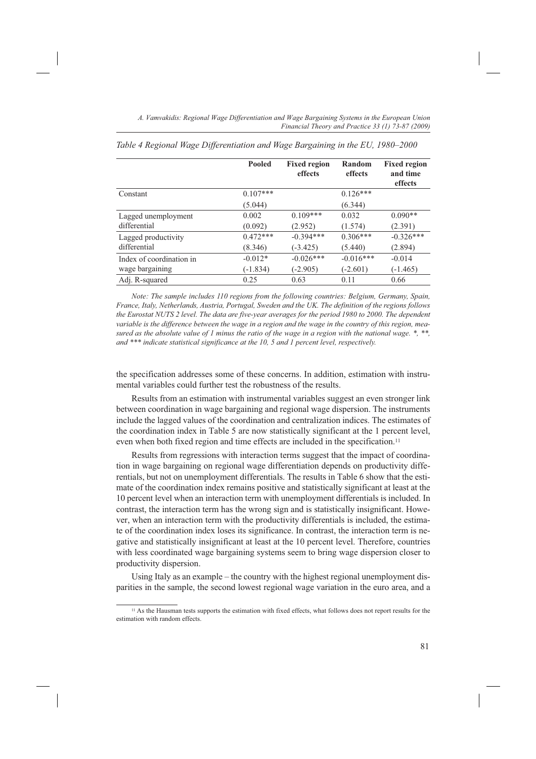*Table 4 Regional Wage Differentiation and Wage Bargaining in the EU, 1980–2000*

| | Pooled | Fixed region effects | Random effects | Fixed region and time effects |
|---|---|---|---|---|
| Constant | 0.107*** | | 0.126*** | |
| | (5.044) | | (6.344) | |
| Lagged unemployment differential | 0.002 | 0.109*** | 0.032 | 0.090** |
| | (0.092) | (2.952) | (1.574) | (2.391) |
| Lagged productivity differential | 0.472*** | -0.394*** | 0.306*** | -0.326*** |
| | (8.346) | (-3.425) | (5.440) | (2.894) |
| Index of coordination in wage bargaining | -0.012* | -0.026*** | -0.016*** | -0.014 |
| | (-1.834) | (-2.905) | (-2.601) | (-1.465) |
| Adj. R-squared | 0.25 | 0.63 | 0.11 | 0.66 |

*Note: The sample includes 110 regions from the following countries: Belgium, Germany, Spain, France, Italy, Netherlands, Austria, Portugal, Sweden and the UK. The definition of the regions follows the Eurostat NUTS 2 level. The data are five-year averages for the period 1980 to 2000. The dependent variable is the difference between the wage in a region and the wage in the country of this region, measured as the absolute value of 1 minus the ratio of the wage in a region with the national wage. *, **, and *** indicate statistical significance at the 10, 5 and 1 percent level, respectively.*

the specification addresses some of these concerns. In addition, estimation with instrumental variables could further test the robustness of the results.

Results from an estimation with instrumental variables suggest an even stronger link between coordination in wage bargaining and regional wage dispersion. The instruments include the lagged values of the coordination and centralization indices. The estimates of the coordination index in Table 5 are now statistically significant at the 1 percent level, even when both fixed region and time effects are included in the specification.[11]

Results from regressions with interaction terms suggest that the impact of coordination in wage bargaining on regional wage differentiation depends on productivity differentials, but not on unemployment differentials. The results in Table 6 show that the estimate of the coordination index remains positive and statistically significant at least at the 10 percent level when an interaction term with unemployment differentials is included. In contrast, the interaction term has the wrong sign and is statistically insignificant. However, when an interaction term with the productivity differentials is included, the estimate of the coordination index loses its significance. In contrast, the interaction term is negative and statistically insignificant at least at the 10 percent level. Therefore, countries with less coordinated wage bargaining systems seem to bring wage dispersion closer to productivity dispersion.

Using Italy as an example – the country with the highest regional unemployment disparities in the sample, the second lowest regional wage variation in the euro area, and a

[11] As the Hausman tests supports the estimation with fixed effects, what follows does not report results for the estimation with random effects.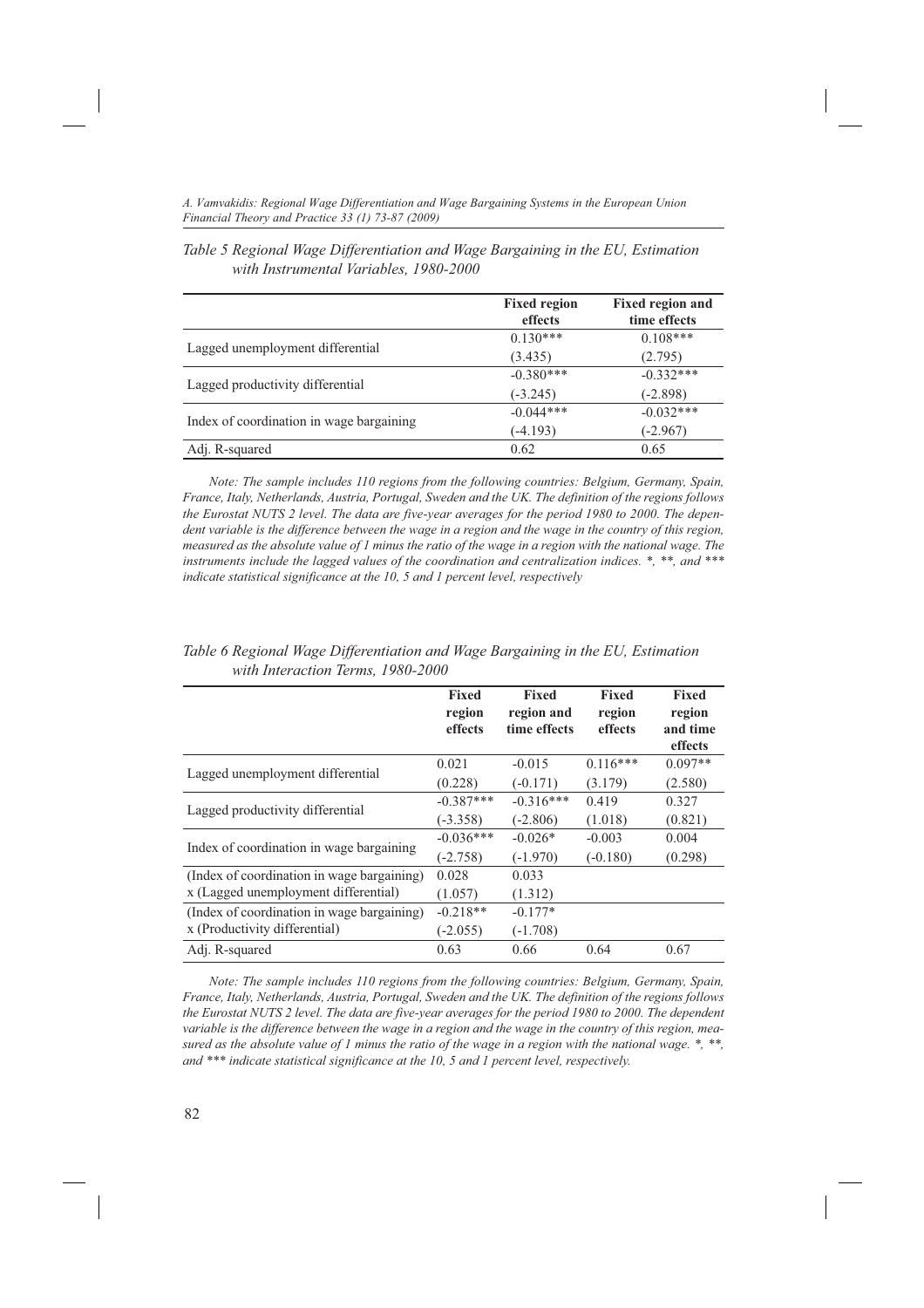*Table 5 Regional Wage Differentiation and Wage Bargaining in the EU, Estimation with Instrumental Variables, 1980-2000*

| | Fixed region effects | Fixed region and time effects |
|---|---|---|
| Lagged unemployment differential | 0.130*** | 0.108*** |
| | (3.435) | (2.795) |
| Lagged productivity differential | -0.380*** | -0.332*** |
| | (-3.245) | (-2.898) |
| Index of coordination in wage bargaining | -0.044*** | -0.032*** |
| | (-4.193) | (-2.967) |
| Adj. R-squared | 0.62 | 0.65 |

*Note: The sample includes 110 regions from the following countries: Belgium, Germany, Spain, France, Italy, Netherlands, Austria, Portugal, Sweden and the UK. The definition of the regions follows the Eurostat NUTS 2 level. The data are five-year averages for the period 1980 to 2000. The dependent variable is the difference between the wage in a region and the wage in the country of this region, measured as the absolute value of 1 minus the ratio of the wage in a region with the national wage. The instruments include the lagged values of the coordination and centralization indices. *, **, and *** indicate statistical significance at the 10, 5 and 1 percent level, respectively*

*Table 6 Regional Wage Differentiation and Wage Bargaining in the EU, Estimation with Interaction Terms, 1980-2000*

| | Fixed region effects | Fixed region and time effects | Fixed region effects | Fixed region and time effects |
|---|---|---|---|---|
| Lagged unemployment differential | 0.021 | -0.015 | 0.116*** | 0.097** |
| | (0.228) | (-0.171) | (3.179) | (2.580) |
| Lagged productivity differential | -0.387*** | -0.316*** | 0.419 | 0.327 |
| | (-3.358) | (-2.806) | (1.018) | (0.821) |
| Index of coordination in wage bargaining | -0.036*** | -0.026* | -0.003 | 0.004 |
| | (-2.758) | (-1.970) | (-0.180) | (0.298) |
| (Index of coordination in wage bargaining) x (Lagged unemployment differential) | 0.028 | 0.033 | | |
| | (1.057) | (1.312) | | |
| (Index of coordination in wage bargaining) x (Productivity differential) | -0.218** | -0.177* | | |
| | (-2.055) | (-1.708) | | |
| Adj. R-squared | 0.63 | 0.66 | 0.64 | 0.67 |

*Note: The sample includes 110 regions from the following countries: Belgium, Germany, Spain, France, Italy, Netherlands, Austria, Portugal, Sweden and the UK. The definition of the regions follows the Eurostat NUTS 2 level. The data are five-year averages for the period 1980 to 2000. The dependent variable is the difference between the wage in a region and the wage in the country of this region, measured as the absolute value of 1 minus the ratio of the wage in a region with the national wage. *, **, and *** indicate statistical significance at the 10, 5 and 1 percent level, respectively.*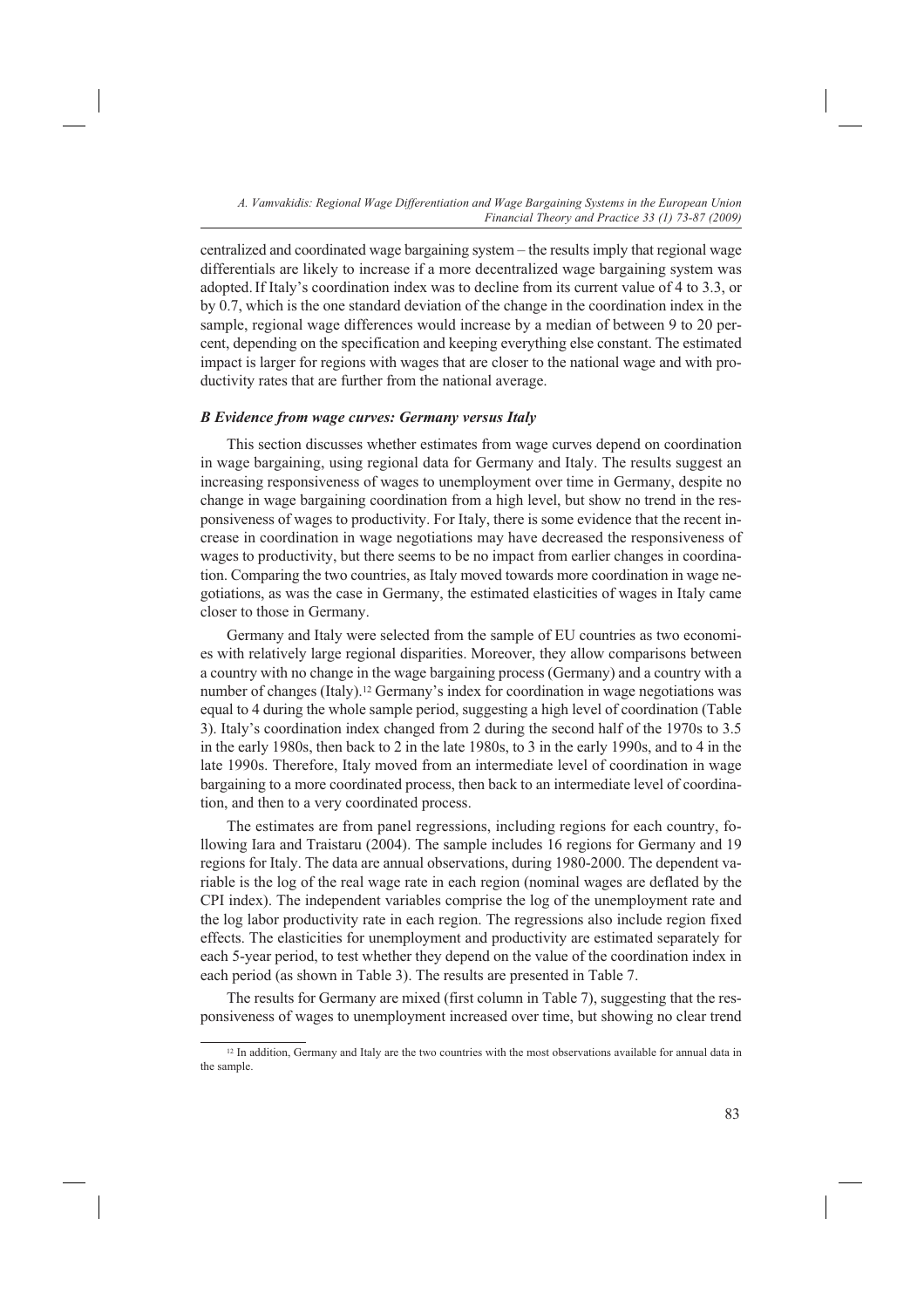centralized and coordinated wage bargaining system – the results imply that regional wage differentials are likely to increase if a more decentralized wage bargaining system was adopted. If Italy's coordination index was to decline from its current value of 4 to 3.3, or by 0.7, which is the one standard deviation of the change in the coordination index in the sample, regional wage differences would increase by a median of between 9 to 20 percent, depending on the specification and keeping everything else constant. The estimated impact is larger for regions with wages that are closer to the national wage and with productivity rates that are further from the national average.

### *B Evidence from wage curves: Germany versus Italy*

This section discusses whether estimates from wage curves depend on coordination in wage bargaining, using regional data for Germany and Italy. The results suggest an increasing responsiveness of wages to unemployment over time in Germany, despite no change in wage bargaining coordination from a high level, but show no trend in the responsiveness of wages to productivity. For Italy, there is some evidence that the recent increase in coordination in wage negotiations may have decreased the responsiveness of wages to productivity, but there seems to be no impact from earlier changes in coordination. Comparing the two countries, as Italy moved towards more coordination in wage negotiations, as was the case in Germany, the estimated elasticities of wages in Italy came closer to those in Germany.

Germany and Italy were selected from the sample of EU countries as two economies with relatively large regional disparities. Moreover, they allow comparisons between a country with no change in the wage bargaining process (Germany) and a country with a number of changes (Italy).[12] Germany's index for coordination in wage negotiations was equal to 4 during the whole sample period, suggesting a high level of coordination (Table 3). Italy's coordination index changed from 2 during the second half of the 1970s to 3.5 in the early 1980s, then back to 2 in the late 1980s, to 3 in the early 1990s, and to 4 in the late 1990s. Therefore, Italy moved from an intermediate level of coordination in wage bargaining to a more coordinated process, then back to an intermediate level of coordination, and then to a very coordinated process.

The estimates are from panel regressions, including regions for each country, following Iara and Traistaru (2004). The sample includes 16 regions for Germany and 19 regions for Italy. The data are annual observations, during 1980-2000. The dependent variable is the log of the real wage rate in each region (nominal wages are deflated by the CPI index). The independent variables comprise the log of the unemployment rate and the log labor productivity rate in each region. The regressions also include region fixed effects. The elasticities for unemployment and productivity are estimated separately for each 5-year period, to test whether they depend on the value of the coordination index in each period (as shown in Table 3). The results are presented in Table 7.

The results for Germany are mixed (first column in Table 7), suggesting that the responsiveness of wages to unemployment increased over time, but showing no clear trend

[12] In addition, Germany and Italy are the two countries with the most observations available for annual data in the sample.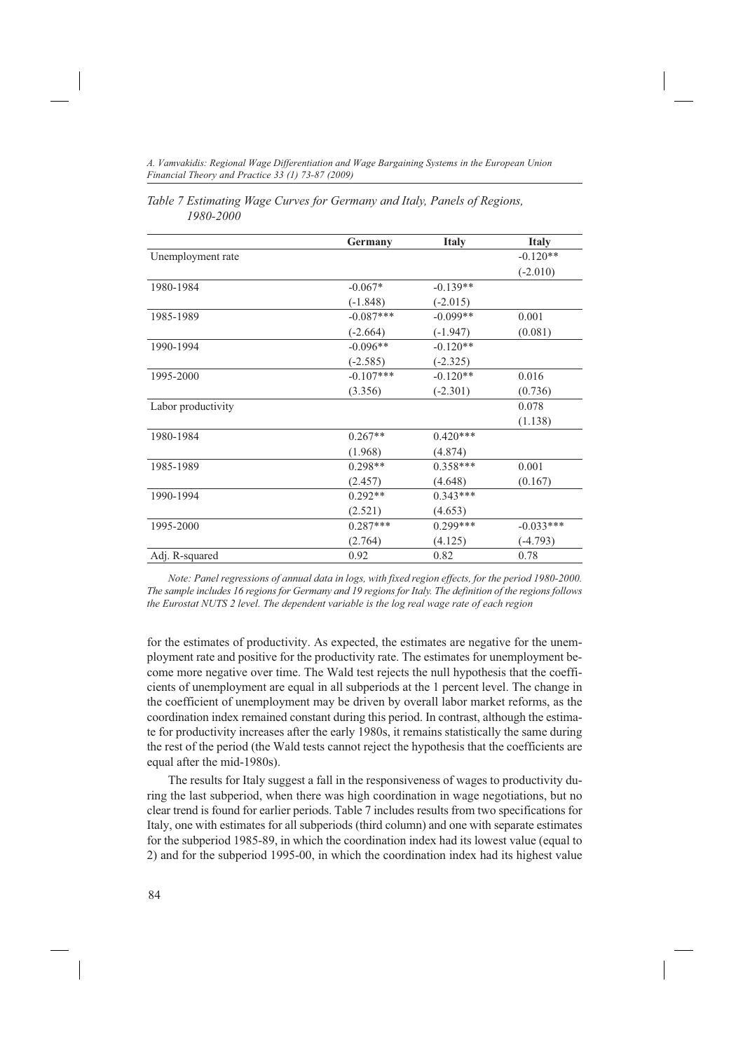*Table 7 Estimating Wage Curves for Germany and Italy, Panels of Regions, 1980-2000*

| | Germany | Italy | Italy |
|---|---|---|---|
| Unemployment rate | | | -0.120** |
| | | | (-2.010) |
| 1980-1984 | -0.067* | -0.139** | |
| | (-1.848) | (-2.015) | |
| 1985-1989 | -0.087*** | -0.099** | 0.001 |
| | (-2.664) | (-1.947) | (0.081) |
| 1990-1994 | -0.096** | -0.120** | |
| | (-2.585) | (-2.325) | |
| 1995-2000 | -0.107*** | -0.120** | 0.016 |
| | (3.356) | (-2.301) | (0.736) |
| Labor productivity | | | 0.078 |
| | | | (1.138) |
| 1980-1984 | 0.267** | 0.420*** | |
| | (1.968) | (4.874) | |
| 1985-1989 | 0.298** | 0.358*** | 0.001 |
| | (2.457) | (4.648) | (0.167) |
| 1990-1994 | 0.292** | 0.343*** | |
| | (2.521) | (4.653) | |
| 1995-2000 | 0.287*** | 0.299*** | -0.033*** |
| | (2.764) | (4.125) | (-4.793) |
| Adj. R-squared | 0.92 | 0.82 | 0.78 |

*Note: Panel regressions of annual data in logs, with fixed region effects, for the period 1980-2000. The sample includes 16 regions for Germany and 19 regions for Italy. The definition of the regions follows the Eurostat NUTS 2 level. The dependent variable is the log real wage rate of each region*

for the estimates of productivity. As expected, the estimates are negative for the unemployment rate and positive for the productivity rate. The estimates for unemployment become more negative over time. The Wald test rejects the null hypothesis that the coefficients of unemployment are equal in all subperiods at the 1 percent level. The change in the coefficient of unemployment may be driven by overall labor market reforms, as the coordination index remained constant during this period. In contrast, although the estimate for productivity increases after the early 1980s, it remains statistically the same during the rest of the period (the Wald tests cannot reject the hypothesis that the coefficients are equal after the mid-1980s).

The results for Italy suggest a fall in the responsiveness of wages to productivity during the last subperiod, when there was high coordination in wage negotiations, but no clear trend is found for earlier periods. Table 7 includes results from two specifications for Italy, one with estimates for all subperiods (third column) and one with separate estimates for the subperiod 1985-89, in which the coordination index had its lowest value (equal to 2) and for the subperiod 1995-00, in which the coordination index had its highest value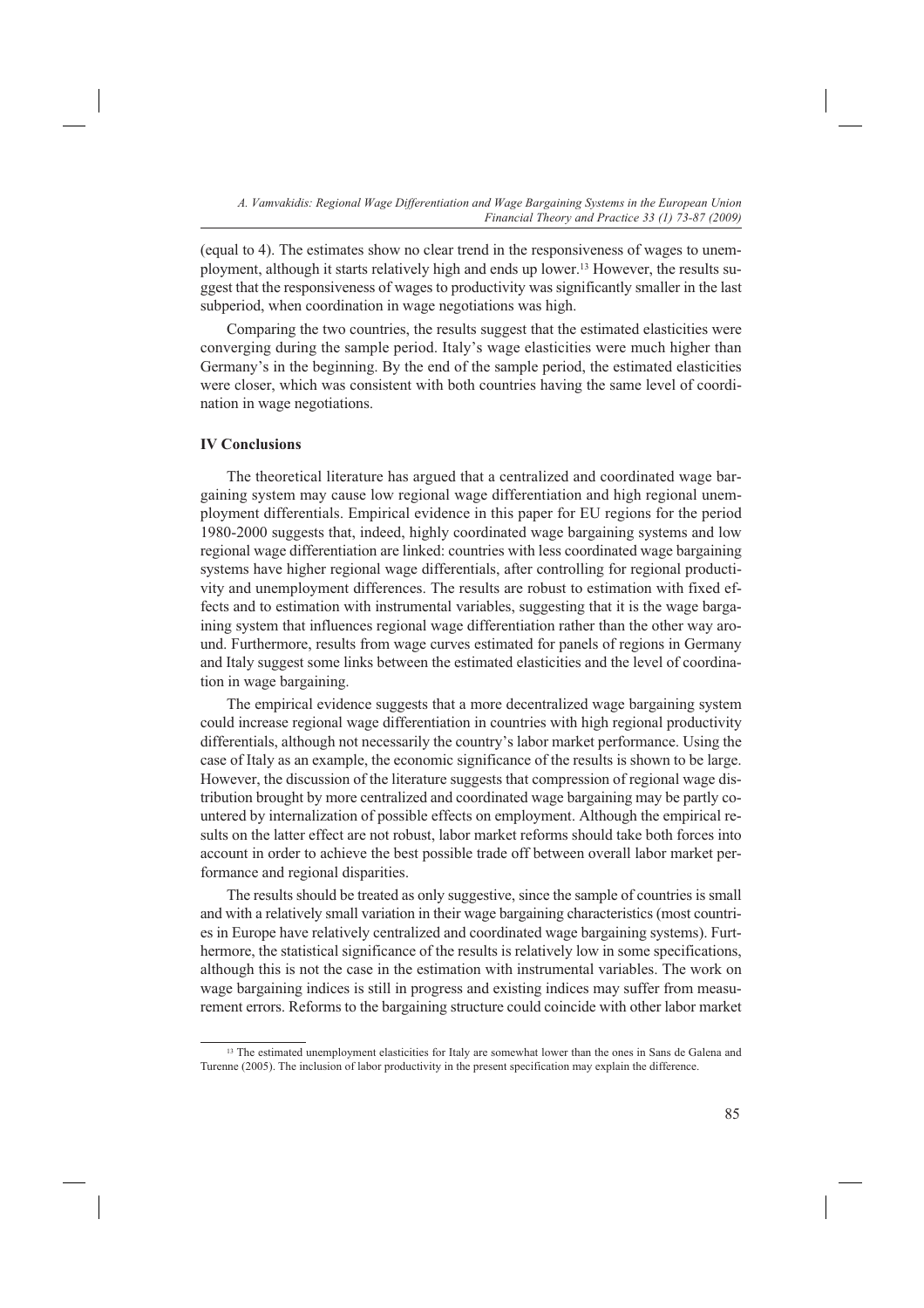(equal to 4). The estimates show no clear trend in the responsiveness of wages to unemployment, although it starts relatively high and ends up lower.[13] However, the results suggest that the responsiveness of wages to productivity was significantly smaller in the last subperiod, when coordination in wage negotiations was high.

Comparing the two countries, the results suggest that the estimated elasticities were converging during the sample period. Italy's wage elasticities were much higher than Germany's in the beginning. By the end of the sample period, the estimated elasticities were closer, which was consistent with both countries having the same level of coordination in wage negotiations.

## IV Conclusions

The theoretical literature has argued that a centralized and coordinated wage bargaining system may cause low regional wage differentiation and high regional unemployment differentials. Empirical evidence in this paper for EU regions for the period 1980-2000 suggests that, indeed, highly coordinated wage bargaining systems and low regional wage differentiation are linked: countries with less coordinated wage bargaining systems have higher regional wage differentials, after controlling for regional productivity and unemployment differences. The results are robust to estimation with fixed effects and to estimation with instrumental variables, suggesting that it is the wage bargaining system that influences regional wage differentiation rather than the other way around. Furthermore, results from wage curves estimated for panels of regions in Germany and Italy suggest some links between the estimated elasticities and the level of coordination in wage bargaining.

The empirical evidence suggests that a more decentralized wage bargaining system could increase regional wage differentiation in countries with high regional productivity differentials, although not necessarily the country's labor market performance. Using the case of Italy as an example, the economic significance of the results is shown to be large. However, the discussion of the literature suggests that compression of regional wage distribution brought by more centralized and coordinated wage bargaining may be partly countered by internalization of possible effects on employment. Although the empirical results on the latter effect are not robust, labor market reforms should take both forces into account in order to achieve the best possible trade off between overall labor market performance and regional disparities.

The results should be treated as only suggestive, since the sample of countries is small and with a relatively small variation in their wage bargaining characteristics (most countries in Europe have relatively centralized and coordinated wage bargaining systems). Furthermore, the statistical significance of the results is relatively low in some specifications, although this is not the case in the estimation with instrumental variables. The work on wage bargaining indices is still in progress and existing indices may suffer from measurement errors. Reforms to the bargaining structure could coincide with other labor market

[13] The estimated unemployment elasticities for Italy are somewhat lower than the ones in Sans de Galena and Turenne (2005). The inclusion of labor productivity in the present specification may explain the difference.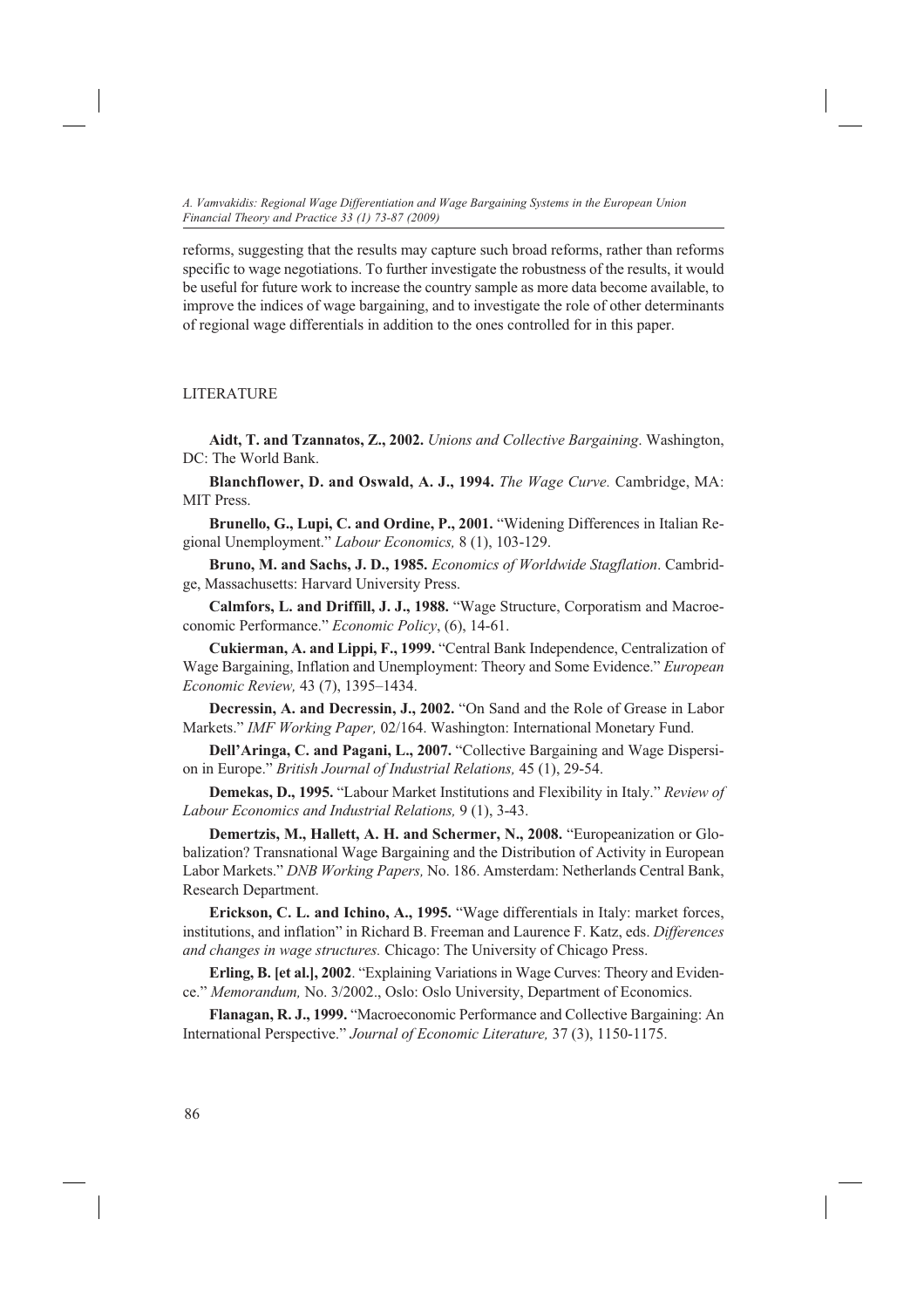reforms, suggesting that the results may capture such broad reforms, rather than reforms specific to wage negotiations. To further investigate the robustness of the results, it would be useful for future work to increase the country sample as more data become available, to improve the indices of wage bargaining, and to investigate the role of other determinants of regional wage differentials in addition to the ones controlled for in this paper.

## LITERATURE

**Aidt, T. and Tzannatos, Z., 2002.** *Unions and Collective Bargaining.* Washington, DC: The World Bank.

**Blanchflower, D. and Oswald, A. J., 1994.** *The Wage Curve.* Cambridge, MA: MIT Press.

**Brunello, G., Lupi, C. and Ordine, P., 2001.** "Widening Differences in Italian Regional Unemployment." *Labour Economics,* 8 (1), 103-129.

**Bruno, M. and Sachs, J. D., 1985.** *Economics of Worldwide Stagflation*. Cambridge, Massachusetts: Harvard University Press.

**Calmfors, L. and Driffill, J. J., 1988.** "Wage Structure, Corporatism and Macroeconomic Performance." *Economic Policy*, (6), 14-61.

**Cukierman, A. and Lippi, F., 1999.** "Central Bank Independence, Centralization of Wage Bargaining, Inflation and Unemployment: Theory and Some Evidence." *European Economic Review,* 43 (7), 1395–1434.

**Decressin, A. and Decressin, J., 2002.** "On Sand and the Role of Grease in Labor Markets." *IMF Working Paper,* 02/164. Washington: International Monetary Fund.

**Dell'Aringa, C. and Pagani, L., 2007.** "Collective Bargaining and Wage Dispersion in Europe." *British Journal of Industrial Relations,* 45 (1), 29-54.

**Demekas, D., 1995.** "Labour Market Institutions and Flexibility in Italy." *Review of Labour Economics and Industrial Relations,* 9 (1), 3-43.

**Demertzis, M., Hallett, A. H. and Schermer, N., 2008.** "Europeanization or Globalization? Transnational Wage Bargaining and the Distribution of Activity in European Labor Markets." *DNB Working Papers,* No. 186. Amsterdam: Netherlands Central Bank, Research Department.

**Erickson, C. L. and Ichino, A., 1995.** "Wage differentials in Italy: market forces, institutions, and inflation" in Richard B. Freeman and Laurence F. Katz, eds. *Differences and changes in wage structures.* Chicago: The University of Chicago Press.

**Erling, B. [et al.], 2002**. "Explaining Variations in Wage Curves: Theory and Evidence." *Memorandum,* No. 3/2002., Oslo: Oslo University, Department of Economics.

**Flanagan, R. J., 1999.** "Macroeconomic Performance and Collective Bargaining: An International Perspective." *Journal of Economic Literature,* 37 (3), 1150-1175.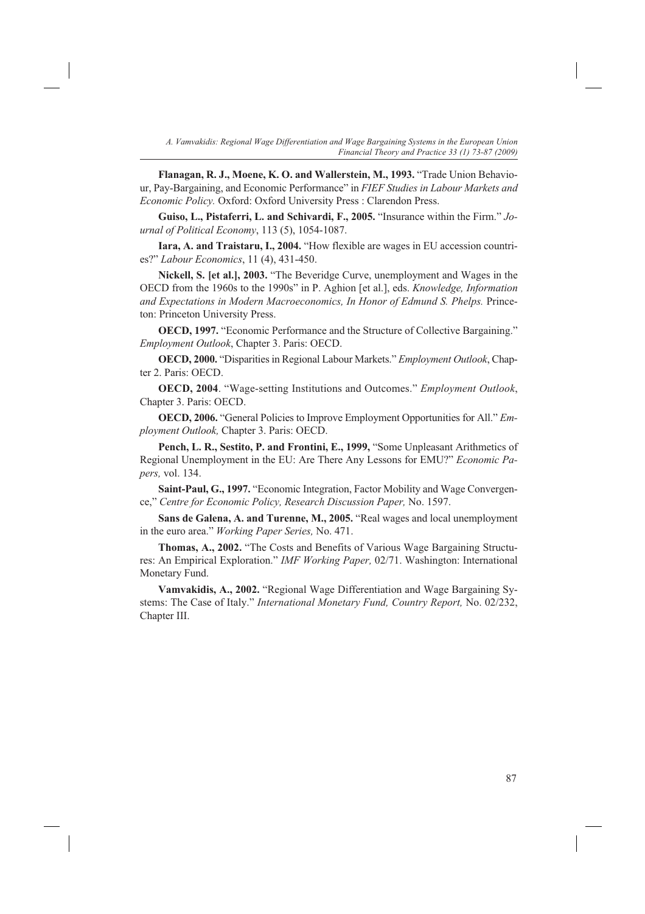**Flanagan, R. J., Moene, K. O. and Wallerstein, M., 1993.** "Trade Union Behaviour, Pay-Bargaining, and Economic Performance" in *FIEF Studies in Labour Markets and Economic Policy.* Oxford: Oxford University Press : Clarendon Press.

**Guiso, L., Pistaferri, L. and Schivardi, F., 2005.** "Insurance within the Firm." *Journal of Political Economy*, 113 (5), 1054-1087.

**Iara, A. and Traistaru, I., 2004.** "How flexible are wages in EU accession countries?" *Labour Economics*, 11 (4), 431-450.

**Nickell, S. [et al.], 2003.** "The Beveridge Curve, unemployment and Wages in the OECD from the 1960s to the 1990s" in P. Aghion [et al.], eds. *Knowledge, Information and Expectations in Modern Macroeconomics, In Honor of Edmund S. Phelps.* Princeton: Princeton University Press.

**OECD, 1997.** "Economic Performance and the Structure of Collective Bargaining." *Employment Outlook*, Chapter 3. Paris: OECD.

**OECD, 2000.** "Disparities in Regional Labour Markets." *Employment Outlook*, Chapter 2. Paris: OECD.

**OECD, 2004**. "Wage-setting Institutions and Outcomes." *Employment Outlook*, Chapter 3. Paris: OECD.

**OECD, 2006.** "General Policies to Improve Employment Opportunities for All." *Employment Outlook,* Chapter 3. Paris: OECD.

**Pench, L. R., Sestito, P. and Frontini, E., 1999,** "Some Unpleasant Arithmetics of Regional Unemployment in the EU: Are There Any Lessons for EMU?" *Economic Papers,* vol. 134.

**Saint-Paul, G., 1997.** "Economic Integration, Factor Mobility and Wage Convergence," *Centre for Economic Policy, Research Discussion Paper,* No. 1597.

**Sans de Galena, A. and Turenne, M., 2005.** "Real wages and local unemployment in the euro area." *Working Paper Series,* No. 471.

**Thomas, A., 2002.** "The Costs and Benefits of Various Wage Bargaining Structures: An Empirical Exploration." *IMF Working Paper,* 02/71. Washington: International Monetary Fund.

**Vamvakidis, A., 2002.** "Regional Wage Differentiation and Wage Bargaining Systems: The Case of Italy." *International Monetary Fund, Country Report,* No. 02/232, Chapter III.